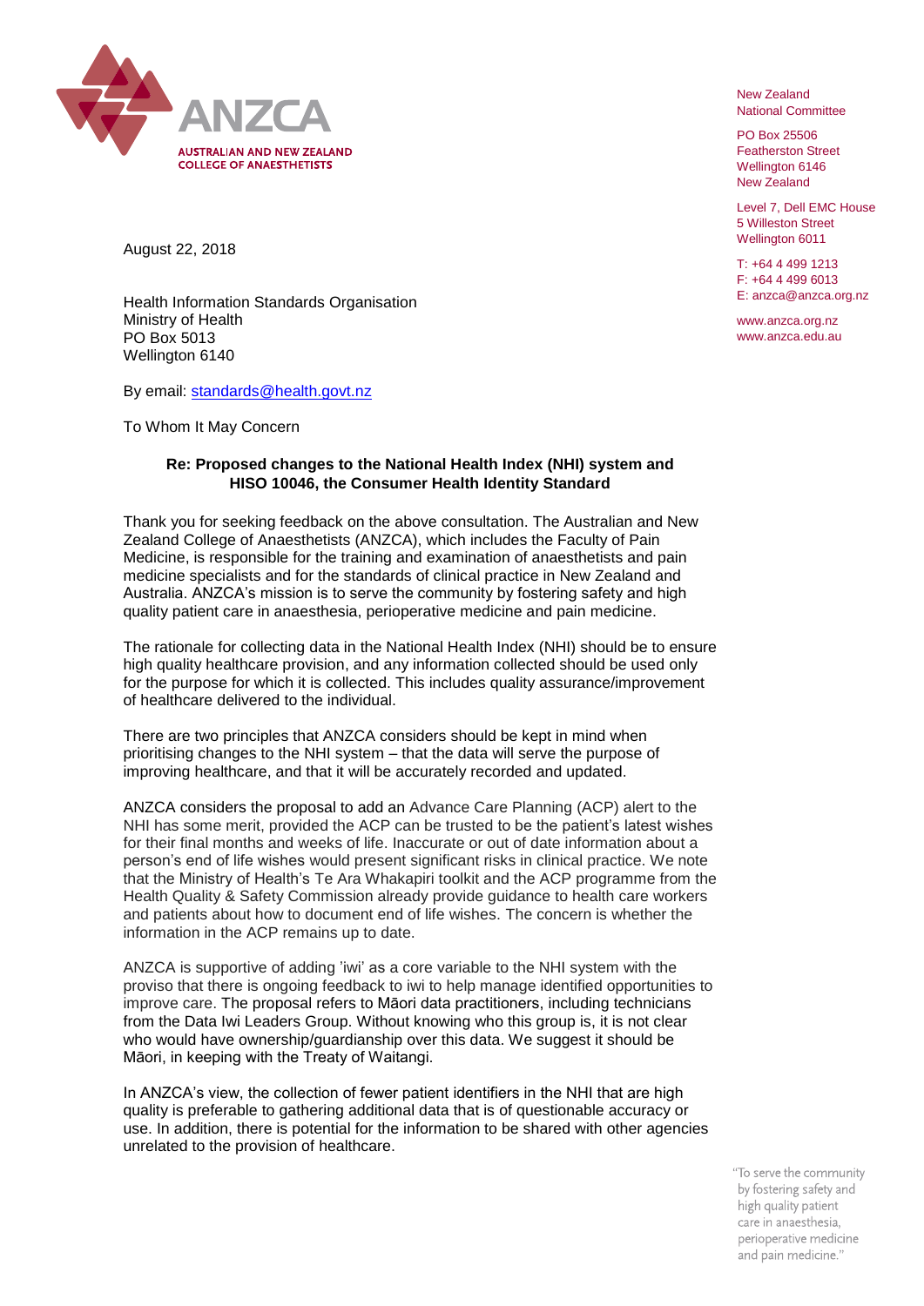ANZCA

AUSTRALIAN AND NEW ZEALAND COLLEGE OF ANAESTHETISTS

New Zealand
National Committee

PO Box 25506
Featherston Street
Wellington 6146
New Zealand

Level 7, Dell EMC House
5 Willeston Street
Wellington 6011

T: +64 4 499 1213
F: +64 4 499 6013
E: anzca@anzca.org.nz

www.anzca.org.nz
www.anzca.edu.au

August 22, 2018

Health Information Standards Organisation
Ministry of Health
PO Box 5013
Wellington 6140

By email: standards@health.govt.nz

To Whom It May Concern

**Re: Proposed changes to the National Health Index (NHI) system and HISO 10046, the Consumer Health Identity Standard**

Thank you for seeking feedback on the above consultation. The Australian and New Zealand College of Anaesthetists (ANZCA), which includes the Faculty of Pain Medicine, is responsible for the training and examination of anaesthetists and pain medicine specialists and for the standards of clinical practice in New Zealand and Australia. ANZCA's mission is to serve the community by fostering safety and high quality patient care in anaesthesia, perioperative medicine and pain medicine.

The rationale for collecting data in the National Health Index (NHI) should be to ensure high quality healthcare provision, and any information collected should be used only for the purpose for which it is collected. This includes quality assurance/improvement of healthcare delivered to the individual.

There are two principles that ANZCA considers should be kept in mind when prioritising changes to the NHI system – that the data will serve the purpose of improving healthcare, and that it will be accurately recorded and updated.

ANZCA considers the proposal to add an Advance Care Planning (ACP) alert to the NHI has some merit, provided the ACP can be trusted to be the patient's latest wishes for their final months and weeks of life. Inaccurate or out of date information about a person's end of life wishes would present significant risks in clinical practice. We note that the Ministry of Health's Te Ara Whakapiri toolkit and the ACP programme from the Health Quality & Safety Commission already provide guidance to health care workers and patients about how to document end of life wishes. The concern is whether the information in the ACP remains up to date.

ANZCA is supportive of adding 'iwi' as a core variable to the NHI system with the proviso that there is ongoing feedback to iwi to help manage identified opportunities to improve care. The proposal refers to Māori data practitioners, including technicians from the Data Iwi Leaders Group. Without knowing who this group is, it is not clear who would have ownership/guardianship over this data. We suggest it should be Māori, in keeping with the Treaty of Waitangi.

In ANZCA's view, the collection of fewer patient identifiers in the NHI that are high quality is preferable to gathering additional data that is of questionable accuracy or use. In addition, there is potential for the information to be shared with other agencies unrelated to the provision of healthcare.

"To serve the community by fostering safety and high quality patient care in anaesthesia, perioperative medicine and pain medicine."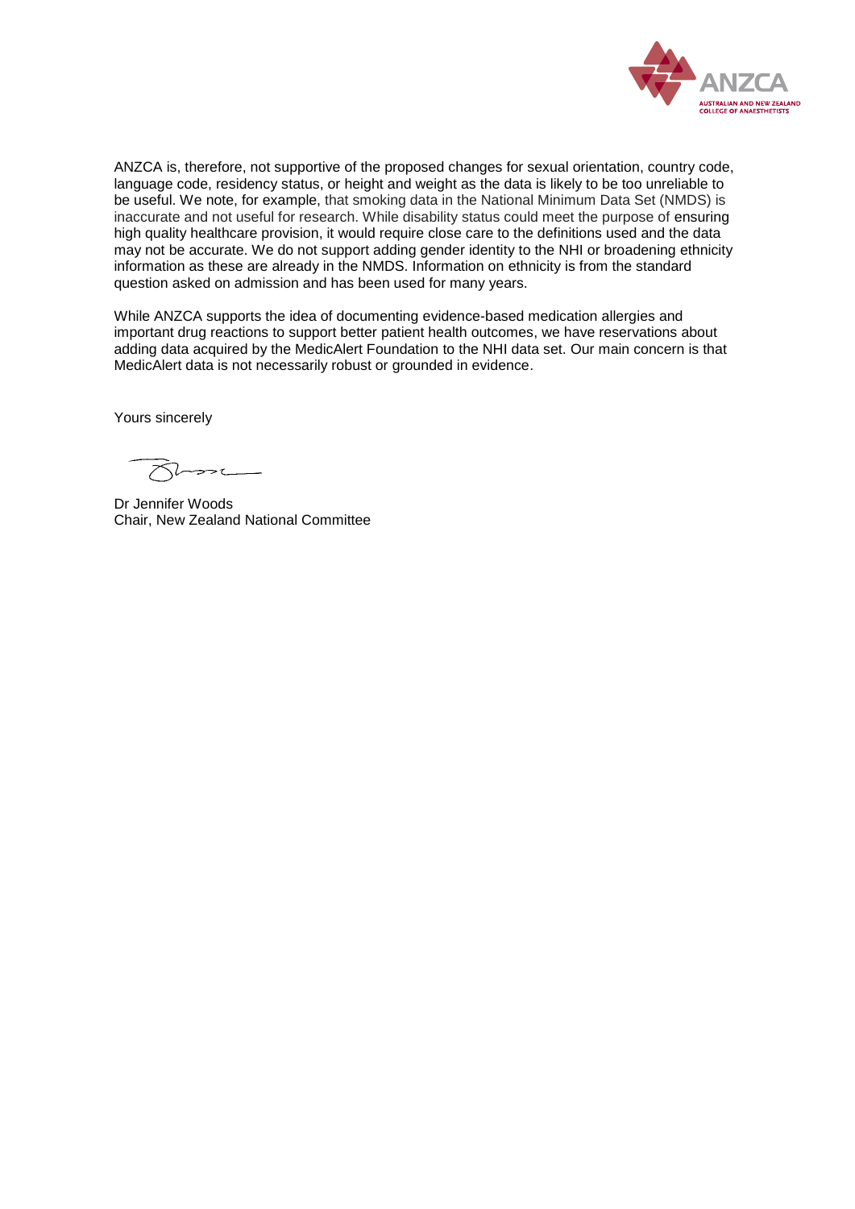ANZCA is, therefore, not supportive of the proposed changes for sexual orientation, country code, language code, residency status, or height and weight as the data is likely to be too unreliable to be useful. We note, for example, that smoking data in the National Minimum Data Set (NMDS) is inaccurate and not useful for research. While disability status could meet the purpose of ensuring high quality healthcare provision, it would require close care to the definitions used and the data may not be accurate. We do not support adding gender identity to the NHI or broadening ethnicity information as these are already in the NMDS. Information on ethnicity is from the standard question asked on admission and has been used for many years.

While ANZCA supports the idea of documenting evidence-based medication allergies and important drug reactions to support better patient health outcomes, we have reservations about adding data acquired by the MedicAlert Foundation to the NHI data set. Our main concern is that MedicAlert data is not necessarily robust or grounded in evidence.

Yours sincerely

Dr Jennifer Woods
Chair, New Zealand National Committee